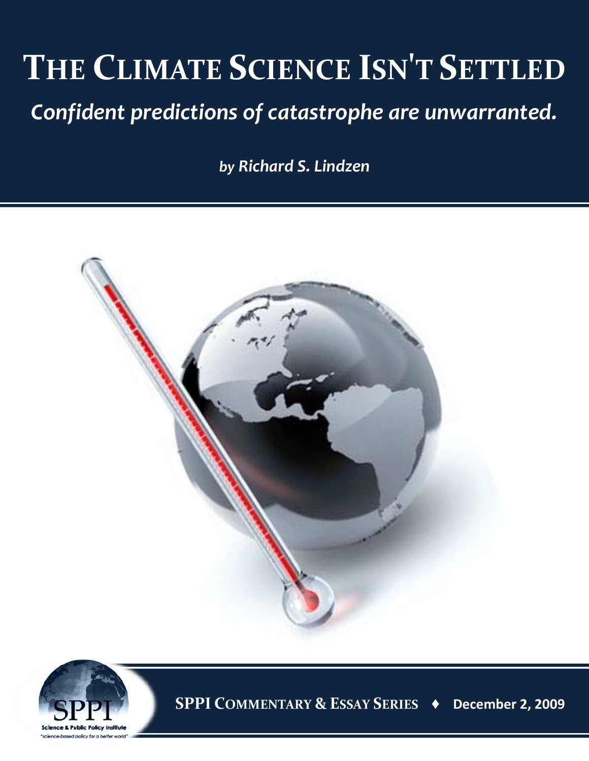# THE CLIMATE SCIENCE ISN'T SETTLED

## *Confident predictions of catastrophe are unwarranted.*

*by Richard S. Lindzen*

SPPI

Science & Public Policy Institute

*"science-based policy for a better world"*

**SPPI COMMENTARY & ESSAY SERIES ♦ December 2, 2009**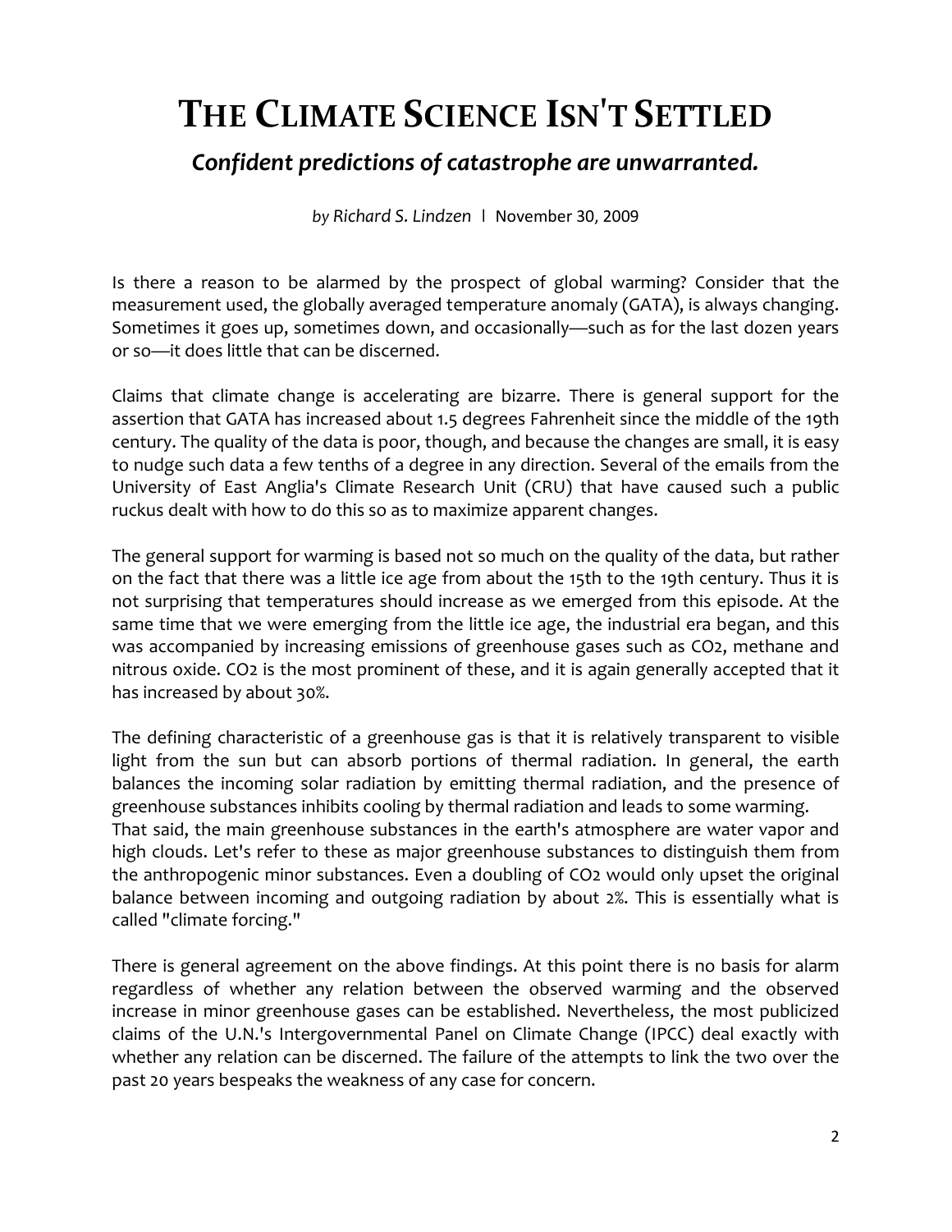# The Climate Science Isn't Settled

### *Confident predictions of catastrophe are unwarranted.*

*by Richard S. Lindzen* | November 30, 2009

Is there a reason to be alarmed by the prospect of global warming? Consider that the measurement used, the globally averaged temperature anomaly (GATA), is always changing. Sometimes it goes up, sometimes down, and occasionally—such as for the last dozen years or so—it does little that can be discerned.

Claims that climate change is accelerating are bizarre. There is general support for the assertion that GATA has increased about 1.5 degrees Fahrenheit since the middle of the 19th century. The quality of the data is poor, though, and because the changes are small, it is easy to nudge such data a few tenths of a degree in any direction. Several of the emails from the University of East Anglia's Climate Research Unit (CRU) that have caused such a public ruckus dealt with how to do this so as to maximize apparent changes.

The general support for warming is based not so much on the quality of the data, but rather on the fact that there was a little ice age from about the 15th to the 19th century. Thus it is not surprising that temperatures should increase as we emerged from this episode. At the same time that we were emerging from the little ice age, the industrial era began, and this was accompanied by increasing emissions of greenhouse gases such as $CO_2$, methane and nitrous oxide. $CO_2$ is the most prominent of these, and it is again generally accepted that it has increased by about 30%.

The defining characteristic of a greenhouse gas is that it is relatively transparent to visible light from the sun but can absorb portions of thermal radiation. In general, the earth balances the incoming solar radiation by emitting thermal radiation, and the presence of greenhouse substances inhibits cooling by thermal radiation and leads to some warming.

That said, the main greenhouse substances in the earth's atmosphere are water vapor and high clouds. Let's refer to these as major greenhouse substances to distinguish them from the anthropogenic minor substances. Even a doubling of $CO_2$ would only upset the original balance between incoming and outgoing radiation by about 2%. This is essentially what is called "climate forcing."

There is general agreement on the above findings. At this point there is no basis for alarm regardless of whether any relation between the observed warming and the observed increase in minor greenhouse gases can be established. Nevertheless, the most publicized claims of the U.N.'s Intergovernmental Panel on Climate Change (IPCC) deal exactly with whether any relation can be discerned. The failure of the attempts to link the two over the past 20 years bespeaks the weakness of any case for concern.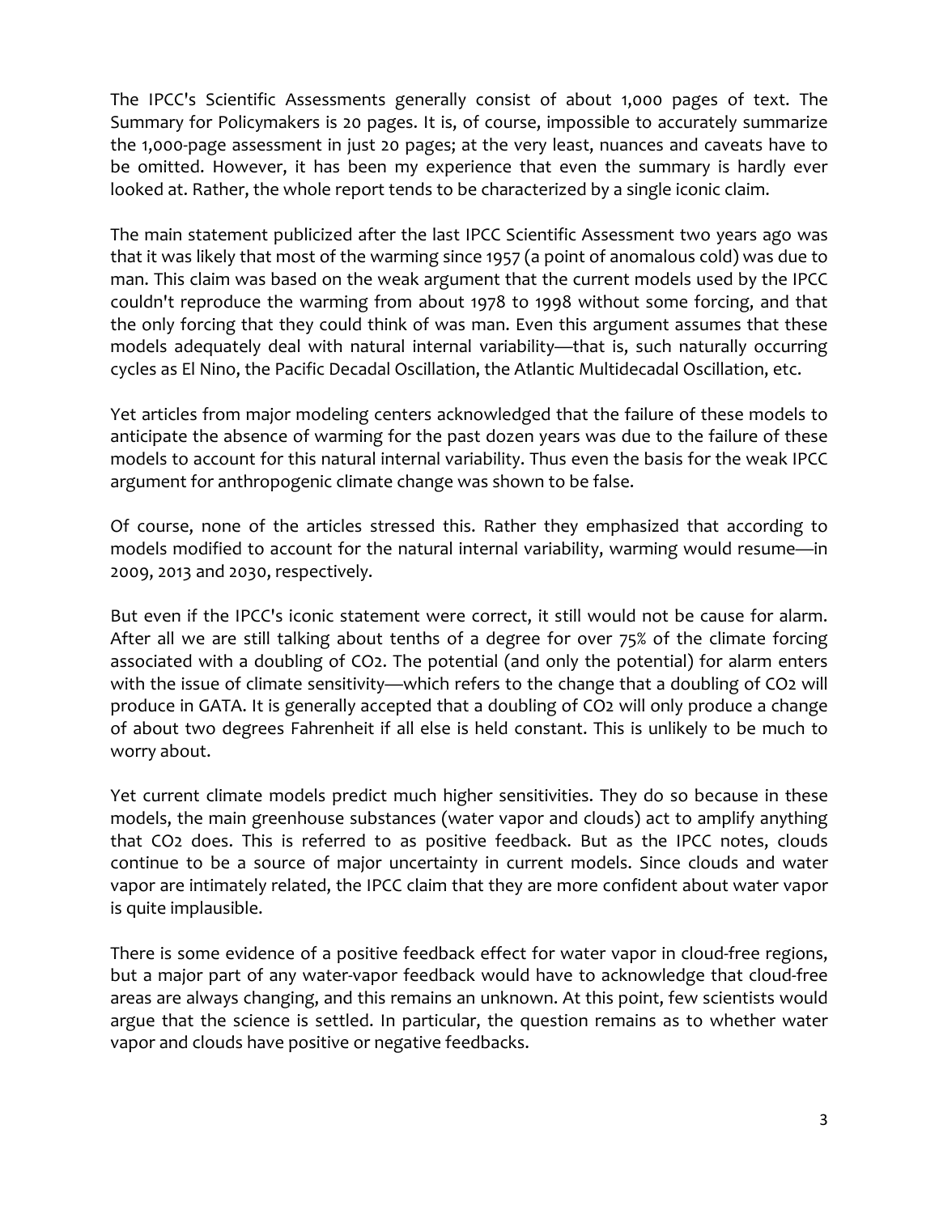The IPCC's Scientific Assessments generally consist of about 1,000 pages of text. The Summary for Policymakers is 20 pages. It is, of course, impossible to accurately summarize the 1,000-page assessment in just 20 pages; at the very least, nuances and caveats have to be omitted. However, it has been my experience that even the summary is hardly ever looked at. Rather, the whole report tends to be characterized by a single iconic claim.

The main statement publicized after the last IPCC Scientific Assessment two years ago was that it was likely that most of the warming since 1957 (a point of anomalous cold) was due to man. This claim was based on the weak argument that the current models used by the IPCC couldn't reproduce the warming from about 1978 to 1998 without some forcing, and that the only forcing that they could think of was man. Even this argument assumes that these models adequately deal with natural internal variability—that is, such naturally occurring cycles as El Nino, the Pacific Decadal Oscillation, the Atlantic Multidecadal Oscillation, etc.

Yet articles from major modeling centers acknowledged that the failure of these models to anticipate the absence of warming for the past dozen years was due to the failure of these models to account for this natural internal variability. Thus even the basis for the weak IPCC argument for anthropogenic climate change was shown to be false.

Of course, none of the articles stressed this. Rather they emphasized that according to models modified to account for the natural internal variability, warming would resume—in 2009, 2013 and 2030, respectively.

But even if the IPCC's iconic statement were correct, it still would not be cause for alarm. After all we are still talking about tenths of a degree for over 75% of the climate forcing associated with a doubling of $CO_2$. The potential (and only the potential) for alarm enters with the issue of climate sensitivity—which refers to the change that a doubling of $CO_2$ will produce in GATA. It is generally accepted that a doubling of $CO_2$ will only produce a change of about two degrees Fahrenheit if all else is held constant. This is unlikely to be much to worry about.

Yet current climate models predict much higher sensitivities. They do so because in these models, the main greenhouse substances (water vapor and clouds) act to amplify anything that $CO_2$ does. This is referred to as positive feedback. But as the IPCC notes, clouds continue to be a source of major uncertainty in current models. Since clouds and water vapor are intimately related, the IPCC claim that they are more confident about water vapor is quite implausible.

There is some evidence of a positive feedback effect for water vapor in cloud-free regions, but a major part of any water-vapor feedback would have to acknowledge that cloud-free areas are always changing, and this remains an unknown. At this point, few scientists would argue that the science is settled. In particular, the question remains as to whether water vapor and clouds have positive or negative feedbacks.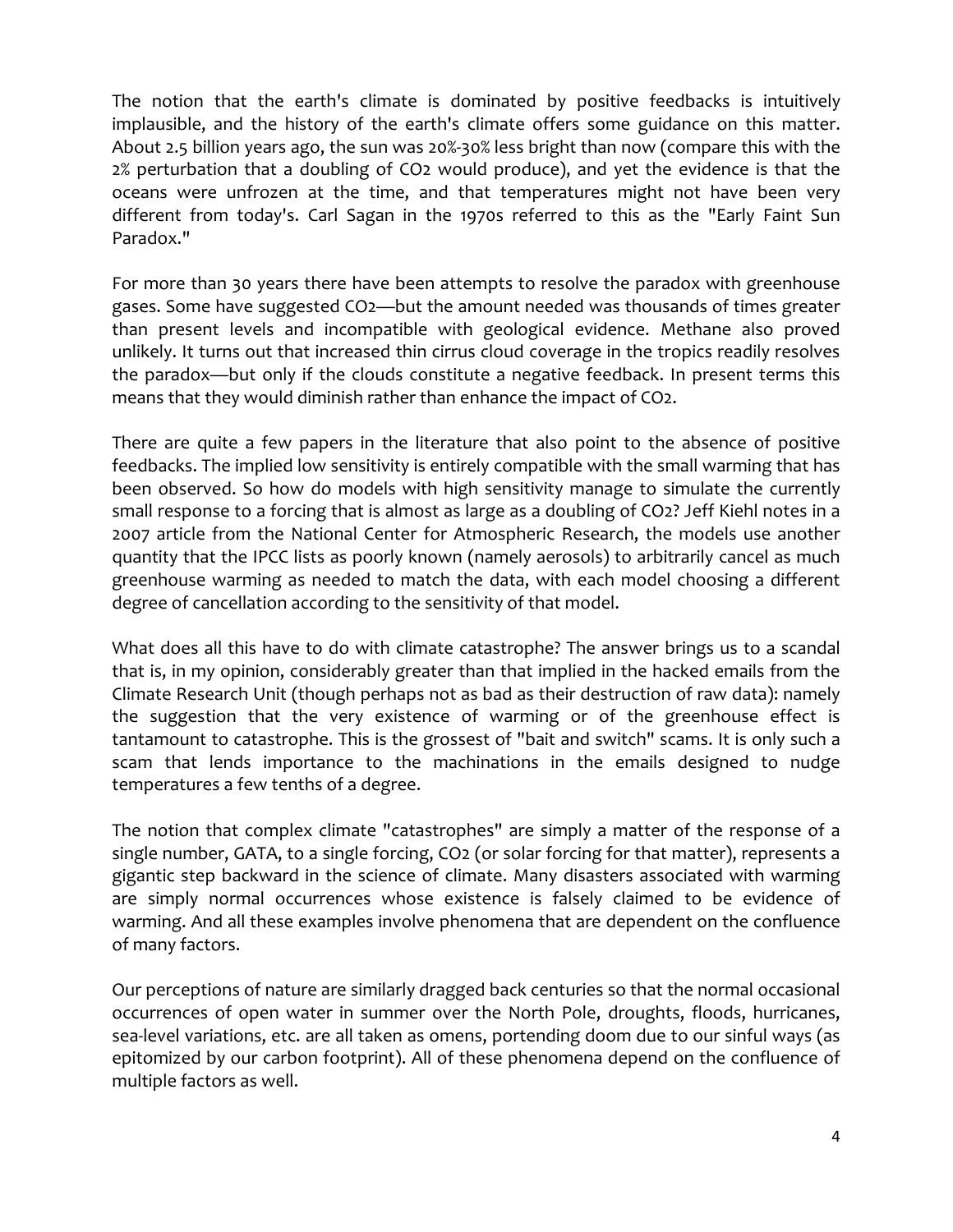The notion that the earth's climate is dominated by positive feedbacks is intuitively implausible, and the history of the earth's climate offers some guidance on this matter. About 2.5 billion years ago, the sun was 20%-30% less bright than now (compare this with the 2% perturbation that a doubling of $CO_2$ would produce), and yet the evidence is that the oceans were unfrozen at the time, and that temperatures might not have been very different from today's. Carl Sagan in the 1970s referred to this as the "Early Faint Sun Paradox."

For more than 30 years there have been attempts to resolve the paradox with greenhouse gases. Some have suggested $CO_2$—but the amount needed was thousands of times greater than present levels and incompatible with geological evidence. Methane also proved unlikely. It turns out that increased thin cirrus cloud coverage in the tropics readily resolves the paradox—but only if the clouds constitute a negative feedback. In present terms this means that they would diminish rather than enhance the impact of $CO_2$.

There are quite a few papers in the literature that also point to the absence of positive feedbacks. The implied low sensitivity is entirely compatible with the small warming that has been observed. So how do models with high sensitivity manage to simulate the currently small response to a forcing that is almost as large as a doubling of $CO_2$? Jeff Kiehl notes in a 2007 article from the National Center for Atmospheric Research, the models use another quantity that the IPCC lists as poorly known (namely aerosols) to arbitrarily cancel as much greenhouse warming as needed to match the data, with each model choosing a different degree of cancellation according to the sensitivity of that model.

What does all this have to do with climate catastrophe? The answer brings us to a scandal that is, in my opinion, considerably greater than that implied in the hacked emails from the Climate Research Unit (though perhaps not as bad as their destruction of raw data): namely the suggestion that the very existence of warming or of the greenhouse effect is tantamount to catastrophe. This is the grossest of "bait and switch" scams. It is only such a scam that lends importance to the machinations in the emails designed to nudge temperatures a few tenths of a degree.

The notion that complex climate "catastrophes" are simply a matter of the response of a single number, GATA, to a single forcing, $CO_2$ (or solar forcing for that matter), represents a gigantic step backward in the science of climate. Many disasters associated with warming are simply normal occurrences whose existence is falsely claimed to be evidence of warming. And all these examples involve phenomena that are dependent on the confluence of many factors.

Our perceptions of nature are similarly dragged back centuries so that the normal occasional occurrences of open water in summer over the North Pole, droughts, floods, hurricanes, sea-level variations, etc. are all taken as omens, portending doom due to our sinful ways (as epitomized by our carbon footprint). All of these phenomena depend on the confluence of multiple factors as well.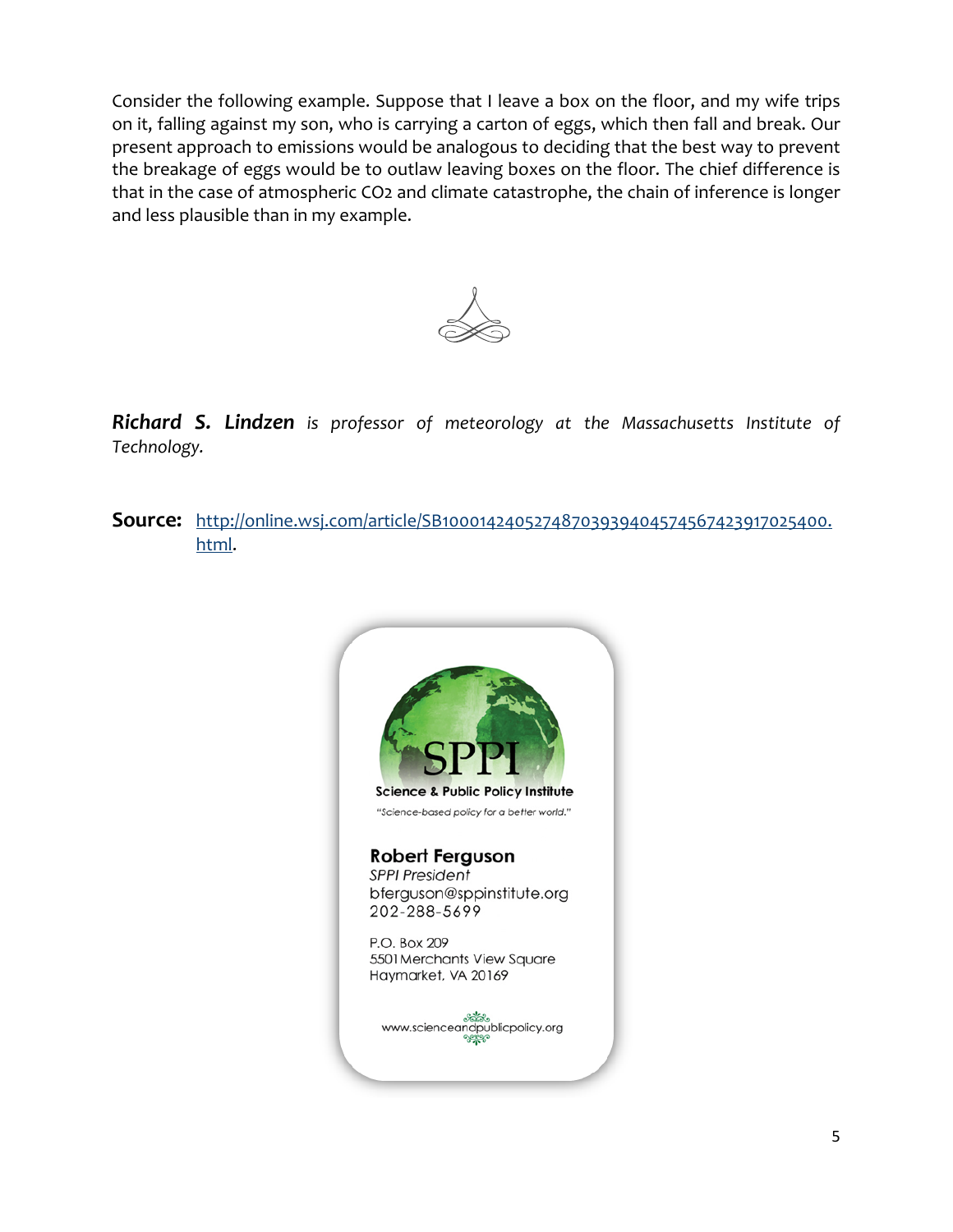Consider the following example. Suppose that I leave a box on the floor, and my wife trips on it, falling against my son, who is carrying a carton of eggs, which then fall and break. Our present approach to emissions would be analogous to deciding that the best way to prevent the breakage of eggs would be to outlaw leaving boxes on the floor. The chief difference is that in the case of atmospheric $CO_2$ and climate catastrophe, the chain of inference is longer and less plausible than in my example.

***Richard S. Lindzen*** *is professor of meteorology at the Massachusetts Institute of Technology.*

**Source:** [http://online.wsj.com/article/SB10001424052748703939404574567423917025400.html](http://online.wsj.com/article/SB10001424052748703939404574567423917025400.html).

SPPI

Science & Public Policy Institute

*"Science-based policy for a better world."*

**Robert Ferguson**
*SPPI President*
bferguson@sppinstitute.org
202-288-5699

P.O. Box 209
5501 Merchants View Square
Haymarket, VA 20169

www.scienceandpublicpolicy.org